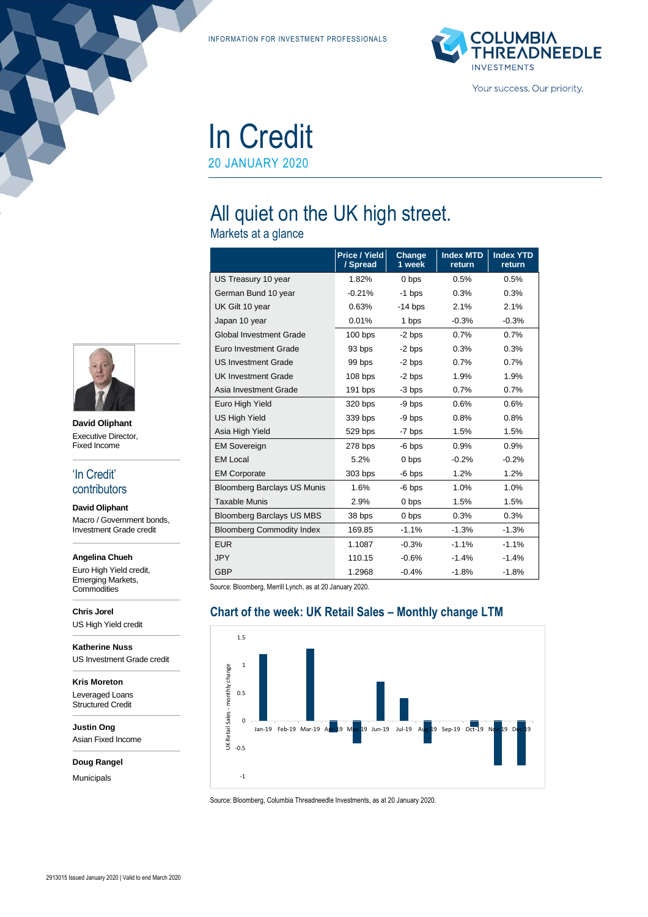INFORMATION FOR INVESTMENT PROFESSIONALS

COLUMBIA THREADNEEDLE INVESTMENTS

Your success. Our priority.

# In Credit

20 JANUARY 2020

## All quiet on the UK high street.

### Markets at a glance

| | Price / Yield / Spread | Change 1 week | Index MTD return | Index YTD return |
|---|---|---|---|---|
| US Treasury 10 year | 1.82% | 0 bps | 0.5% | 0.5% |
| German Bund 10 year | -0.21% | -1 bps | 0.3% | 0.3% |
| UK Gilt 10 year | 0.63% | -14 bps | 2.1% | 2.1% |
| Japan 10 year | 0.01% | 1 bps | -0.3% | -0.3% |
| Global Investment Grade | 100 bps | -2 bps | 0.7% | 0.7% |
| Euro Investment Grade | 93 bps | -2 bps | 0.3% | 0.3% |
| US Investment Grade | 99 bps | -2 bps | 0.7% | 0.7% |
| UK Investment Grade | 108 bps | -2 bps | 1.9% | 1.9% |
| Asia Investment Grade | 191 bps | -3 bps | 0.7% | 0.7% |
| Euro High Yield | 320 bps | -9 bps | 0.6% | 0.6% |
| US High Yield | 339 bps | -9 bps | 0.8% | 0.8% |
| Asia High Yield | 529 bps | -7 bps | 1.5% | 1.5% |
| EM Sovereign | 278 bps | -6 bps | 0.9% | 0.9% |
| EM Local | 5.2% | 0 bps | -0.2% | -0.2% |
| EM Corporate | 303 bps | -6 bps | 1.2% | 1.2% |
| Bloomberg Barclays US Munis | 1.6% | -6 bps | 1.0% | 1.0% |
| Taxable Munis | 2.9% | 0 bps | 1.5% | 1.5% |
| Bloomberg Barclays US MBS | 38 bps | 0 bps | 0.3% | 0.3% |
| Bloomberg Commodity Index | 169.85 | -1.1% | -1.3% | -1.3% |
| EUR | 1.1087 | -0.3% | -1.1% | -1.1% |
| JPY | 110.15 | -0.6% | -1.4% | -1.4% |
| GBP | 1.2968 | -0.4% | -1.8% | -1.8% |

Source: Bloomberg, Merrill Lynch, as at 20 January 2020.

### Chart of the week: UK Retail Sales – Monthly change LTM

UK Retail Sales - monthly change

1.5, 1, 0.5, 0, -0.5, -1

Jan-19, Feb-19, Mar-19, Apr-19, May-19, Jun-19, Jul-19, Aug-19, Sep-19, Oct-19, Nov-19, Dec-19

Source: Bloomberg, Columbia Threadneedle Investments, as at 20 January 2020.

**David Oliphant**
Executive Director, Fixed Income

### 'In Credit' contributors

**David Oliphant**
Macro / Government bonds, Investment Grade credit

**Angelina Chueh**
Euro High Yield credit, Emerging Markets, Commodities

**Chris Jorel**
US High Yield credit

**Katherine Nuss**
US Investment Grade credit

**Kris Moreton**
Leveraged Loans
Structured Credit

**Justin Ong**
Asian Fixed Income

**Doug Rangel**
Municipals

2913015 Issued January 2020 | Valid to end March 2020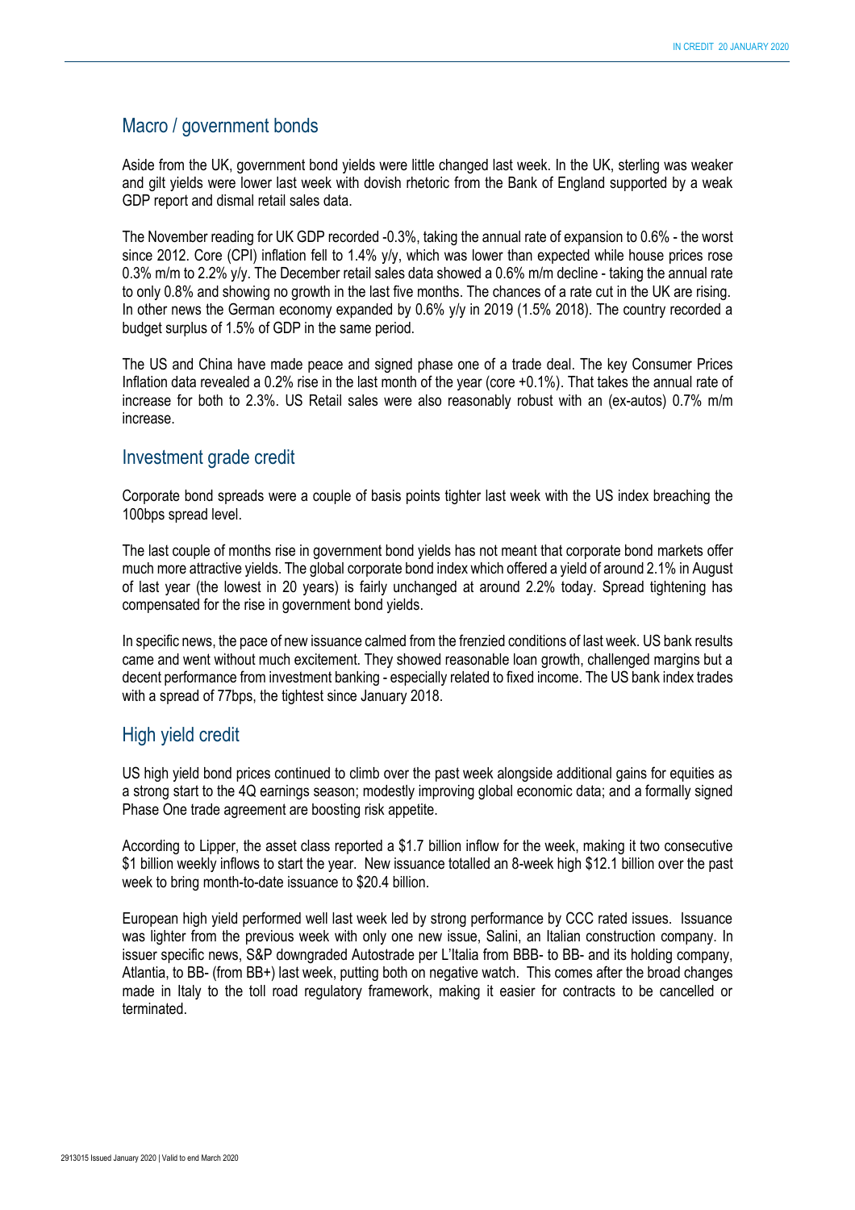## Macro / government bonds

Aside from the UK, government bond yields were little changed last week. In the UK, sterling was weaker and gilt yields were lower last week with dovish rhetoric from the Bank of England supported by a weak GDP report and dismal retail sales data.

The November reading for UK GDP recorded -0.3%, taking the annual rate of expansion to 0.6% - the worst since 2012. Core (CPI) inflation fell to 1.4% y/y, which was lower than expected while house prices rose 0.3% m/m to 2.2% y/y. The December retail sales data showed a 0.6% m/m decline - taking the annual rate to only 0.8% and showing no growth in the last five months. The chances of a rate cut in the UK are rising. In other news the German economy expanded by 0.6% y/y in 2019 (1.5% 2018). The country recorded a budget surplus of 1.5% of GDP in the same period.

The US and China have made peace and signed phase one of a trade deal. The key Consumer Prices Inflation data revealed a 0.2% rise in the last month of the year (core +0.1%). That takes the annual rate of increase for both to 2.3%. US Retail sales were also reasonably robust with an (ex-autos) 0.7% m/m increase.

## Investment grade credit

Corporate bond spreads were a couple of basis points tighter last week with the US index breaching the 100bps spread level.

The last couple of months rise in government bond yields has not meant that corporate bond markets offer much more attractive yields. The global corporate bond index which offered a yield of around 2.1% in August of last year (the lowest in 20 years) is fairly unchanged at around 2.2% today. Spread tightening has compensated for the rise in government bond yields.

In specific news, the pace of new issuance calmed from the frenzied conditions of last week. US bank results came and went without much excitement. They showed reasonable loan growth, challenged margins but a decent performance from investment banking - especially related to fixed income. The US bank index trades with a spread of 77bps, the tightest since January 2018.

## High yield credit

US high yield bond prices continued to climb over the past week alongside additional gains for equities as a strong start to the 4Q earnings season; modestly improving global economic data; and a formally signed Phase One trade agreement are boosting risk appetite.

According to Lipper, the asset class reported a $1.7 billion inflow for the week, making it two consecutive $1 billion weekly inflows to start the year. New issuance totalled an 8-week high $12.1 billion over the past week to bring month-to-date issuance to $20.4 billion.

European high yield performed well last week led by strong performance by CCC rated issues. Issuance was lighter from the previous week with only one new issue, Salini, an Italian construction company. In issuer specific news, S&P downgraded Autostrade per L'Italia from BBB- to BB- and its holding company, Atlantia, to BB- (from BB+) last week, putting both on negative watch. This comes after the broad changes made in Italy to the toll road regulatory framework, making it easier for contracts to be cancelled or terminated.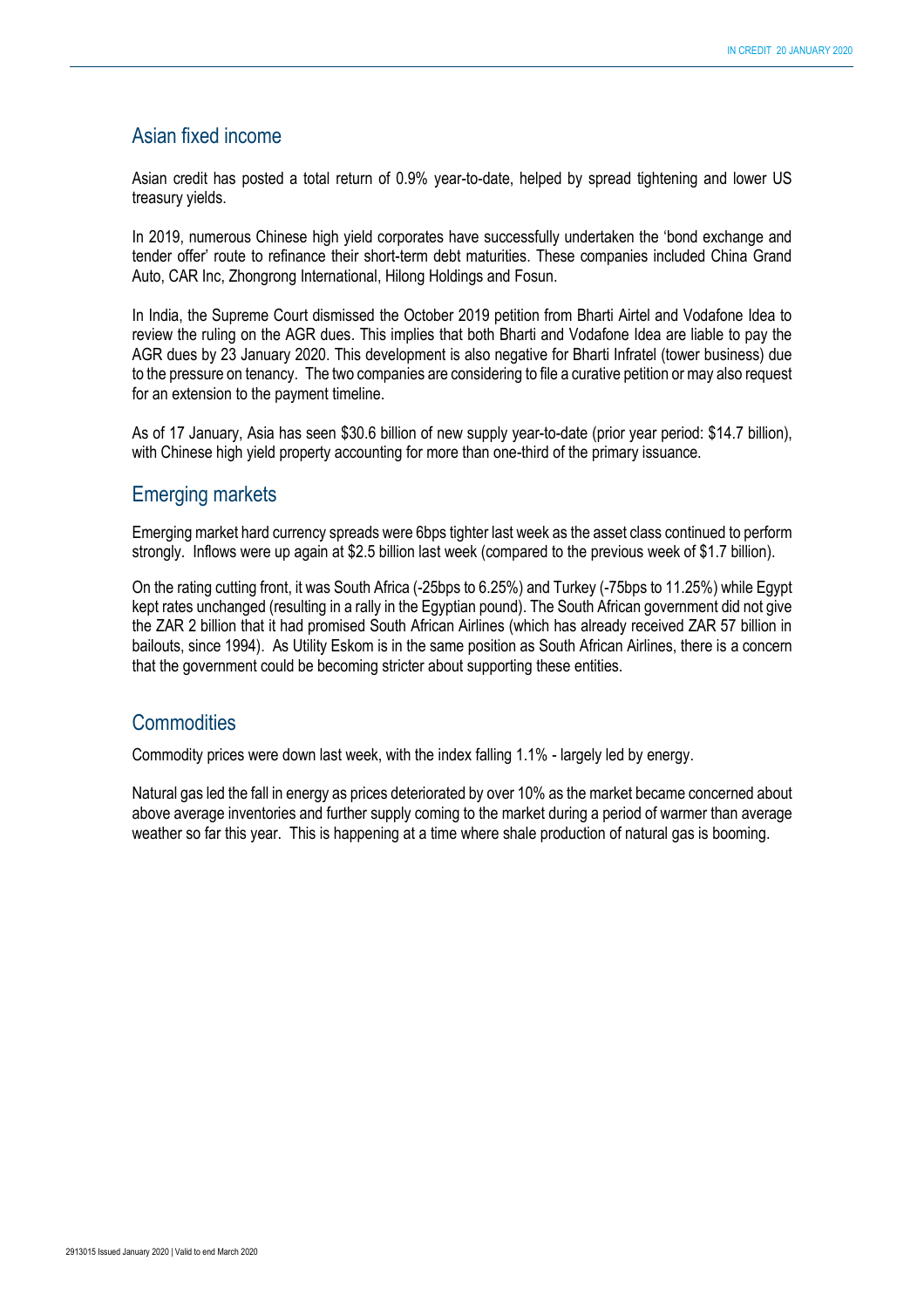## Asian fixed income

Asian credit has posted a total return of 0.9% year-to-date, helped by spread tightening and lower US treasury yields.

In 2019, numerous Chinese high yield corporates have successfully undertaken the 'bond exchange and tender offer' route to refinance their short-term debt maturities. These companies included China Grand Auto, CAR Inc, Zhongrong International, Hilong Holdings and Fosun.

In India, the Supreme Court dismissed the October 2019 petition from Bharti Airtel and Vodafone Idea to review the ruling on the AGR dues. This implies that both Bharti and Vodafone Idea are liable to pay the AGR dues by 23 January 2020. This development is also negative for Bharti Infratel (tower business) due to the pressure on tenancy. The two companies are considering to file a curative petition or may also request for an extension to the payment timeline.

As of 17 January, Asia has seen $30.6 billion of new supply year-to-date (prior year period: $14.7 billion), with Chinese high yield property accounting for more than one-third of the primary issuance.

## Emerging markets

Emerging market hard currency spreads were 6bps tighter last week as the asset class continued to perform strongly. Inflows were up again at $2.5 billion last week (compared to the previous week of $1.7 billion).

On the rating cutting front, it was South Africa (-25bps to 6.25%) and Turkey (-75bps to 11.25%) while Egypt kept rates unchanged (resulting in a rally in the Egyptian pound). The South African government did not give the ZAR 2 billion that it had promised South African Airlines (which has already received ZAR 57 billion in bailouts, since 1994). As Utility Eskom is in the same position as South African Airlines, there is a concern that the government could be becoming stricter about supporting these entities.

## Commodities

Commodity prices were down last week, with the index falling 1.1% - largely led by energy.

Natural gas led the fall in energy as prices deteriorated by over 10% as the market became concerned about above average inventories and further supply coming to the market during a period of warmer than average weather so far this year. This is happening at a time where shale production of natural gas is booming.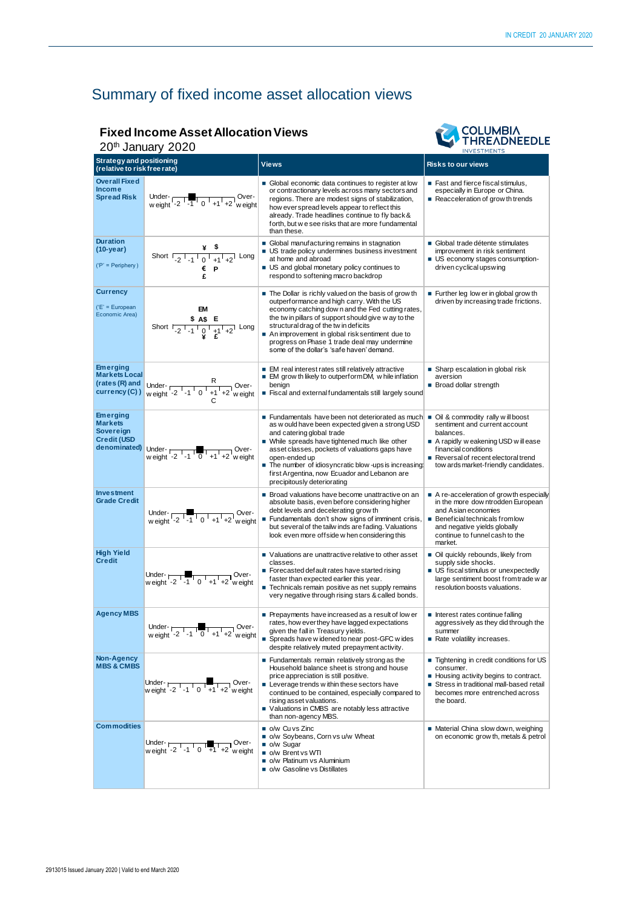# Summary of fixed income asset allocation views

## Fixed Income Asset Allocation Views

20th January 2020

| Strategy and positioning (relative to risk free rate) | | Views | Risks to our views |
|---|---|---|---|
| **Overall Fixed Income Spread Risk** | Under-weight -2 -1 0 +1 +2 Over-weight (position: between -2 and -1) | ■ Global economic data continues to register at low or contractionary levels across many sectors and regions. There are modest signs of stabilization, how ever spread levels appear to reflect this already. Trade headlines continue to fly back & forth, but we see risks that are more fundamental than these. | ■ Fast and fierce fiscal stimulus, especially in Europe or China.<br>■ Reacceleration of growth trends |
| **Duration (10-year)**<br>('P' = Periphery) | Short -2 -1 0 +1 +2 Long<br>¥ $ (above 0)<br>€ P (below 0)<br>£ | ■ Global manufacturing remains in stagnation<br>■ US trade policy undermines business investment at home and abroad<br>■ US and global monetary policy continues to respond to softening macro backdrop | ■ Global trade détente stimulates improvement in risk sentiment<br>■ US economy stages consumption-driven cyclical upswing |
| **Currency**<br>('E' = European Economic Area) | Short -2 -1 0 +1 +2 Long<br>EM<br>$ A$ E<br>¥ £ | ■ The Dollar is richly valued on the basis of growth outperformance and high carry. With the US economy catching down and the Fed cutting rates, the twin pillars of support should give way to the structural drag of the twin deficits<br>■ An improvement in global risk sentiment due to progress on Phase 1 trade deal may undermine some of the dollar's 'safe haven' demand. | ■ Further leg lower in global growth driven by increasing trade frictions. |
| **Emerging Markets Local (rates (R) and currency (C))** | Under-weight -2 -1 0 +1 +2 Over-weight<br>R (+1)<br>C (+1) | ■ EM real interest rates still relatively attractive<br>■ EM growth likely to outperform DM, while inflation benign<br>■ Fiscal and external fundamentals still largely sound | ■ Sharp escalation in global risk aversion<br>■ Broad dollar strength |
| **Emerging Markets Sovereign Credit (USD denominated)** | Under-weight -2 -1 0 +1 +2 Over-weight (position: 0) | ■ Fundamentals have been not deteriorated as much as would have been expected given a strong USD and catering global trade<br>■ While spreads have tightened much like other asset classes, pockets of valuations gaps have open-ended up<br>■ The number of idiosyncratic blow-ups is increasing: first Argentina, now Ecuador and Lebanon are precipitously deteriorating | ■ Oil & commodity rally will boost sentiment and current account balances.<br>■ A rapidly weakening USD will ease financial conditions<br>■ Reversal of recent electoral trend towards market-friendly candidates. |
| **Investment Grade Credit** | Under-weight -2 -1 0 +1 +2 Over-weight (position: between -2 and -1) | ■ Broad valuations have become unattractive on an absolute basis, even before considering higher debt levels and decelerating growth<br>■ Fundamentals don't show signs of imminent crisis, but several of the tailwinds are fading. Valuations look even more offside when considering this | ■ A re-acceleration of growth especially in the more downtrodden European and Asian economies<br>■ Beneficial technicals from low and negative yields globally continue to funnel cash to the market. |
| **High Yield Credit** | Under-weight -2 -1 0 +1 +2 Over-weight (position: between -2 and -1) | ■ Valuations are unattractive relative to other asset classes.<br>■ Forecasted default rates have started rising faster than expected earlier this year.<br>■ Technicals remain positive as net supply remains very negative through rising stars & called bonds. | ■ Oil quickly rebounds, likely from supply side shocks.<br>■ US fiscal stimulus or unexpectedly large sentiment boost from trade war resolution boosts valuations. |
| **Agency MBS** | Under-weight -2 -1 0 +1 +2 Over-weight (position: 0) | ■ Prepayments have increased as a result of lower rates, how ever they have lagged expectations given the fall in Treasury yields.<br>■ Spreads have widened to near post-GFC wides despite relatively muted prepayment activity. | ■ Interest rates continue falling aggressively as they did through the summer<br>■ Rate volatility increases. |
| **Non-Agency MBS & CMBS** | Under-weight -2 -1 0 +1 +2 Over-weight (position: +1) | ■ Fundamentals remain relatively strong as the Household balance sheet is strong and house price appreciation is still positive.<br>■ Leverage trends within these sectors have continued to be contained, especially compared to rising asset valuations.<br>■ Valuations in CMBS are notably less attractive than non-agency MBS. | ■ Tightening in credit conditions for US consumer.<br>■ Housing activity begins to contract.<br>■ Stress in traditional mall-based retail becomes more entrenched across the board. |
| **Commodities** | Under-weight -2 -1 0 +1 +2 Over-weight (position: +1) | ■ o/w Cu vs Zinc<br>■ o/w Soybeans, Corn vs u/w Wheat<br>■ o/w Sugar<br>■ o/w Brent vs WTI<br>■ o/w Platinum vs Aluminium<br>■ o/w Gasoline vs Distillates | ■ Material China slowdown, weighing on economic growth, metals & petrol |

2913015 Issued January 2020 | Valid to end March 2020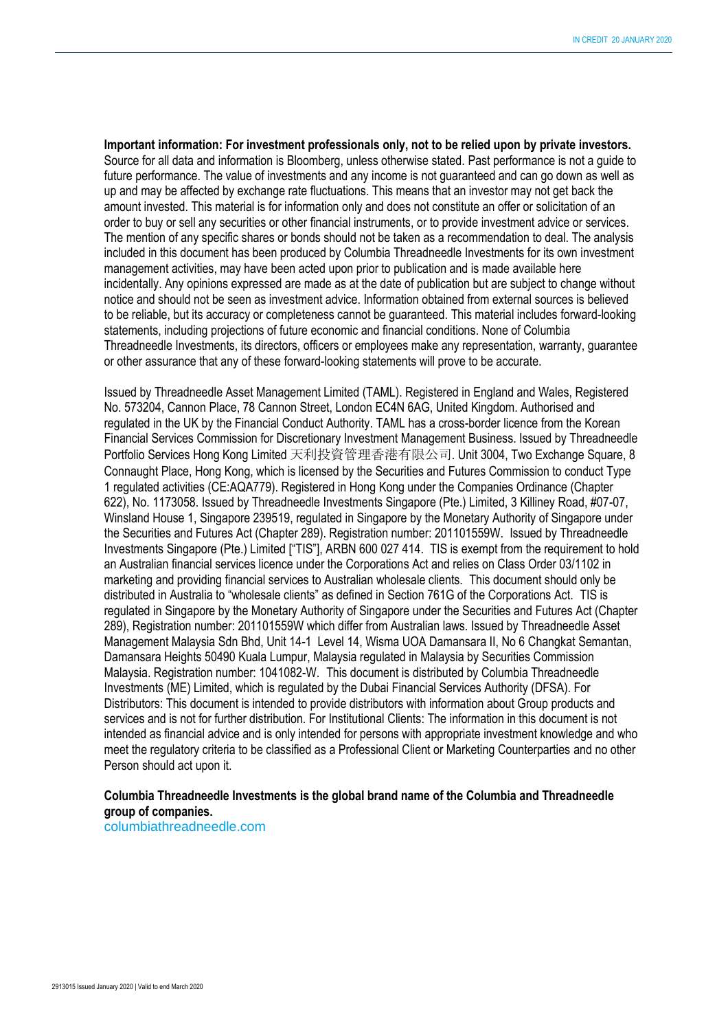**Important information: For investment professionals only, not to be relied upon by private investors.** Source for all data and information is Bloomberg, unless otherwise stated. Past performance is not a guide to future performance. The value of investments and any income is not guaranteed and can go down as well as up and may be affected by exchange rate fluctuations. This means that an investor may not get back the amount invested. This material is for information only and does not constitute an offer or solicitation of an order to buy or sell any securities or other financial instruments, or to provide investment advice or services. The mention of any specific shares or bonds should not be taken as a recommendation to deal. The analysis included in this document has been produced by Columbia Threadneedle Investments for its own investment management activities, may have been acted upon prior to publication and is made available here incidentally. Any opinions expressed are made as at the date of publication but are subject to change without notice and should not be seen as investment advice. Information obtained from external sources is believed to be reliable, but its accuracy or completeness cannot be guaranteed. This material includes forward-looking statements, including projections of future economic and financial conditions. None of Columbia Threadneedle Investments, its directors, officers or employees make any representation, warranty, guarantee or other assurance that any of these forward-looking statements will prove to be accurate.

Issued by Threadneedle Asset Management Limited (TAML). Registered in England and Wales, Registered No. 573204, Cannon Place, 78 Cannon Street, London EC4N 6AG, United Kingdom. Authorised and regulated in the UK by the Financial Conduct Authority. TAML has a cross-border licence from the Korean Financial Services Commission for Discretionary Investment Management Business. Issued by Threadneedle Portfolio Services Hong Kong Limited 天利投資管理香港有限公司. Unit 3004, Two Exchange Square, 8 Connaught Place, Hong Kong, which is licensed by the Securities and Futures Commission to conduct Type 1 regulated activities (CE:AQA779). Registered in Hong Kong under the Companies Ordinance (Chapter 622), No. 1173058. Issued by Threadneedle Investments Singapore (Pte.) Limited, 3 Killiney Road, #07-07, Winsland House 1, Singapore 239519, regulated in Singapore by the Monetary Authority of Singapore under the Securities and Futures Act (Chapter 289). Registration number: 201101559W. Issued by Threadneedle Investments Singapore (Pte.) Limited ["TIS"], ARBN 600 027 414. TIS is exempt from the requirement to hold an Australian financial services licence under the Corporations Act and relies on Class Order 03/1102 in marketing and providing financial services to Australian wholesale clients. This document should only be distributed in Australia to "wholesale clients" as defined in Section 761G of the Corporations Act. TIS is regulated in Singapore by the Monetary Authority of Singapore under the Securities and Futures Act (Chapter 289), Registration number: 201101559W which differ from Australian laws. Issued by Threadneedle Asset Management Malaysia Sdn Bhd, Unit 14-1 Level 14, Wisma UOA Damansara II, No 6 Changkat Semantan, Damansara Heights 50490 Kuala Lumpur, Malaysia regulated in Malaysia by Securities Commission Malaysia. Registration number: 1041082-W. This document is distributed by Columbia Threadneedle Investments (ME) Limited, which is regulated by the Dubai Financial Services Authority (DFSA). For Distributors: This document is intended to provide distributors with information about Group products and services and is not for further distribution. For Institutional Clients: The information in this document is not intended as financial advice and is only intended for persons with appropriate investment knowledge and who meet the regulatory criteria to be classified as a Professional Client or Marketing Counterparties and no other Person should act upon it.

**Columbia Threadneedle Investments is the global brand name of the Columbia and Threadneedle group of companies.**

columbiathreadneedle.com

2913015 Issued January 2020 | Valid to end March 2020